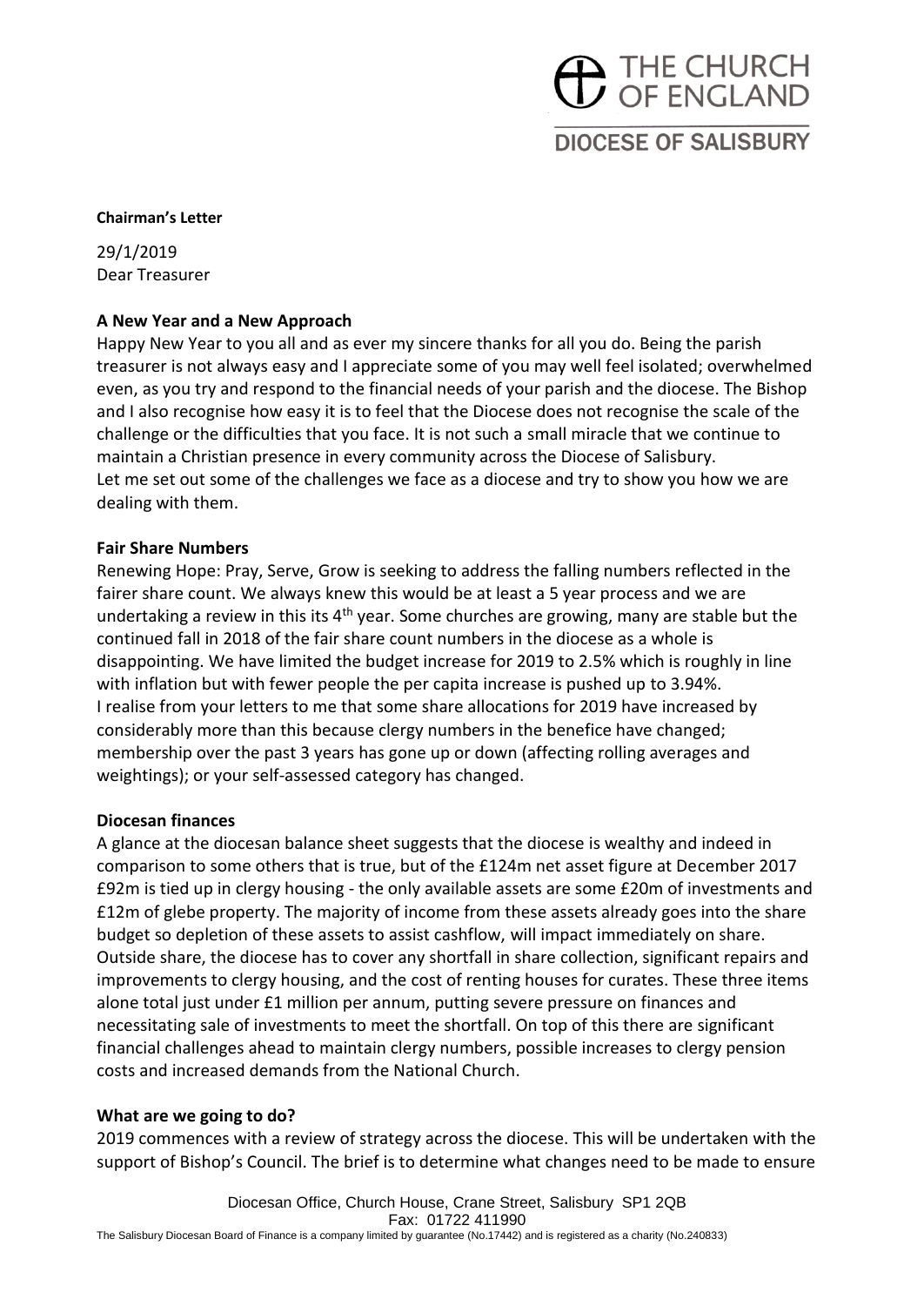THE CHURCH OF ENGLAND

DIOCESE OF SALISBURY

**Chairman's Letter**

29/1/2019
Dear Treasurer

**A New Year and a New Approach**

Happy New Year to you all and as ever my sincere thanks for all you do. Being the parish treasurer is not always easy and I appreciate some of you may well feel isolated; overwhelmed even, as you try and respond to the financial needs of your parish and the diocese. The Bishop and I also recognise how easy it is to feel that the Diocese does not recognise the scale of the challenge or the difficulties that you face. It is not such a small miracle that we continue to maintain a Christian presence in every community across the Diocese of Salisbury.
Let me set out some of the challenges we face as a diocese and try to show you how we are dealing with them.

**Fair Share Numbers**

Renewing Hope: Pray, Serve, Grow is seeking to address the falling numbers reflected in the fairer share count. We always knew this would be at least a 5 year process and we are undertaking a review in this its 4th year. Some churches are growing, many are stable but the continued fall in 2018 of the fair share count numbers in the diocese as a whole is disappointing. We have limited the budget increase for 2019 to 2.5% which is roughly in line with inflation but with fewer people the per capita increase is pushed up to 3.94%.
I realise from your letters to me that some share allocations for 2019 have increased by considerably more than this because clergy numbers in the benefice have changed; membership over the past 3 years has gone up or down (affecting rolling averages and weightings); or your self-assessed category has changed.

**Diocesan finances**

A glance at the diocesan balance sheet suggests that the diocese is wealthy and indeed in comparison to some others that is true, but of the £124m net asset figure at December 2017 £92m is tied up in clergy housing - the only available assets are some £20m of investments and £12m of glebe property. The majority of income from these assets already goes into the share budget so depletion of these assets to assist cashflow, will impact immediately on share. Outside share, the diocese has to cover any shortfall in share collection, significant repairs and improvements to clergy housing, and the cost of renting houses for curates. These three items alone total just under £1 million per annum, putting severe pressure on finances and necessitating sale of investments to meet the shortfall. On top of this there are significant financial challenges ahead to maintain clergy numbers, possible increases to clergy pension costs and increased demands from the National Church.

**What are we going to do?**

2019 commences with a review of strategy across the diocese. This will be undertaken with the support of Bishop's Council. The brief is to determine what changes need to be made to ensure

Diocesan Office, Church House, Crane Street, Salisbury SP1 2QB
Fax: 01722 411990
The Salisbury Diocesan Board of Finance is a company limited by guarantee (No.17442) and is registered as a charity (No.240833)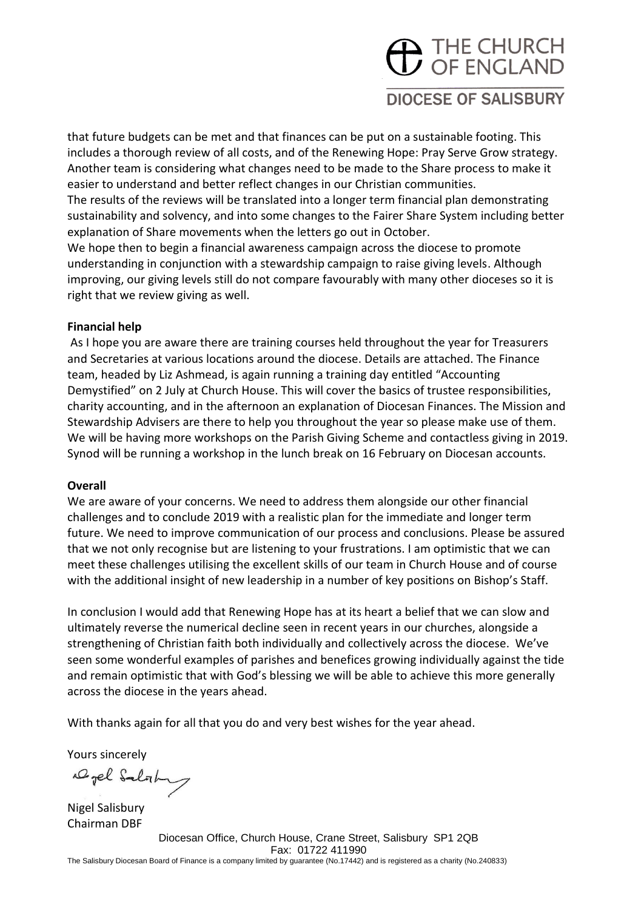that future budgets can be met and that finances can be put on a sustainable footing. This includes a thorough review of all costs, and of the Renewing Hope: Pray Serve Grow strategy. Another team is considering what changes need to be made to the Share process to make it easier to understand and better reflect changes in our Christian communities.
The results of the reviews will be translated into a longer term financial plan demonstrating sustainability and solvency, and into some changes to the Fairer Share System including better explanation of Share movements when the letters go out in October.
We hope then to begin a financial awareness campaign across the diocese to promote understanding in conjunction with a stewardship campaign to raise giving levels. Although improving, our giving levels still do not compare favourably with many other dioceses so it is right that we review giving as well.

**Financial help**

As I hope you are aware there are training courses held throughout the year for Treasurers and Secretaries at various locations around the diocese. Details are attached. The Finance team, headed by Liz Ashmead, is again running a training day entitled "Accounting Demystified" on 2 July at Church House. This will cover the basics of trustee responsibilities, charity accounting, and in the afternoon an explanation of Diocesan Finances. The Mission and Stewardship Advisers are there to help you throughout the year so please make use of them. We will be having more workshops on the Parish Giving Scheme and contactless giving in 2019. Synod will be running a workshop in the lunch break on 16 February on Diocesan accounts.

**Overall**

We are aware of your concerns. We need to address them alongside our other financial challenges and to conclude 2019 with a realistic plan for the immediate and longer term future. We need to improve communication of our process and conclusions. Please be assured that we not only recognise but are listening to your frustrations. I am optimistic that we can meet these challenges utilising the excellent skills of our team in Church House and of course with the additional insight of new leadership in a number of key positions on Bishop's Staff.

In conclusion I would add that Renewing Hope has at its heart a belief that we can slow and ultimately reverse the numerical decline seen in recent years in our churches, alongside a strengthening of Christian faith both individually and collectively across the diocese. We've seen some wonderful examples of parishes and benefices growing individually against the tide and remain optimistic that with God's blessing we will be able to achieve this more generally across the diocese in the years ahead.

With thanks again for all that you do and very best wishes for the year ahead.

Yours sincerely

Nigel Salisbury
Chairman DBF

Diocesan Office, Church House, Crane Street, Salisbury SP1 2QB
Fax: 01722 411990
The Salisbury Diocesan Board of Finance is a company limited by guarantee (No.17442) and is registered as a charity (No.240833)